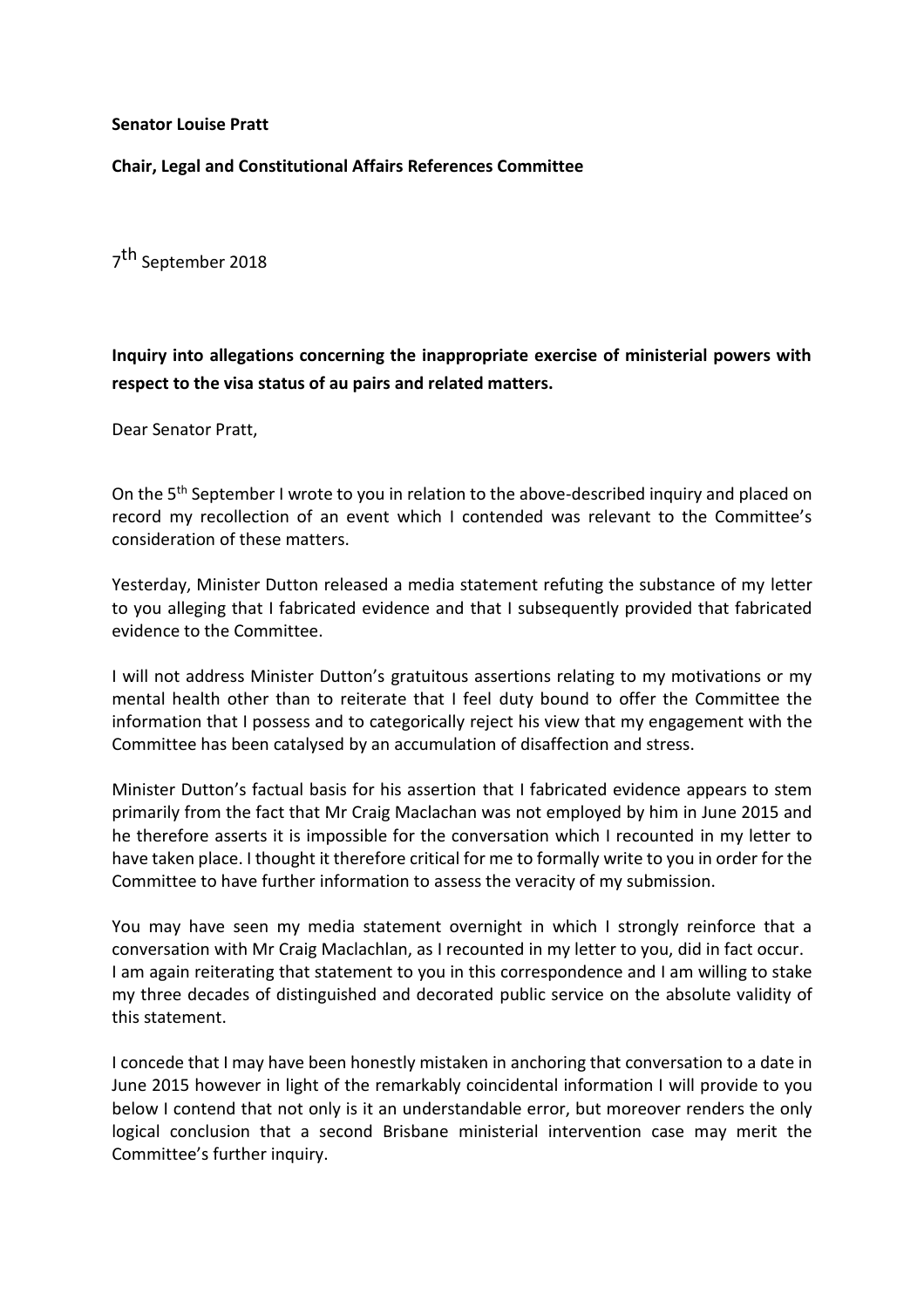**Senator Louise Pratt**

**Chair, Legal and Constitutional Affairs References Committee**

7th September 2018

**Inquiry into allegations concerning the inappropriate exercise of ministerial powers with respect to the visa status of au pairs and related matters.**

Dear Senator Pratt,

On the 5th September I wrote to you in relation to the above-described inquiry and placed on record my recollection of an event which I contended was relevant to the Committee's consideration of these matters.

Yesterday, Minister Dutton released a media statement refuting the substance of my letter to you alleging that I fabricated evidence and that I subsequently provided that fabricated evidence to the Committee.

I will not address Minister Dutton's gratuitous assertions relating to my motivations or my mental health other than to reiterate that I feel duty bound to offer the Committee the information that I possess and to categorically reject his view that my engagement with the Committee has been catalysed by an accumulation of disaffection and stress.

Minister Dutton's factual basis for his assertion that I fabricated evidence appears to stem primarily from the fact that Mr Craig Maclachan was not employed by him in June 2015 and he therefore asserts it is impossible for the conversation which I recounted in my letter to have taken place. I thought it therefore critical for me to formally write to you in order for the Committee to have further information to assess the veracity of my submission.

You may have seen my media statement overnight in which I strongly reinforce that a conversation with Mr Craig Maclachlan, as I recounted in my letter to you, did in fact occur. I am again reiterating that statement to you in this correspondence and I am willing to stake my three decades of distinguished and decorated public service on the absolute validity of this statement.

I concede that I may have been honestly mistaken in anchoring that conversation to a date in June 2015 however in light of the remarkably coincidental information I will provide to you below I contend that not only is it an understandable error, but moreover renders the only logical conclusion that a second Brisbane ministerial intervention case may merit the Committee's further inquiry.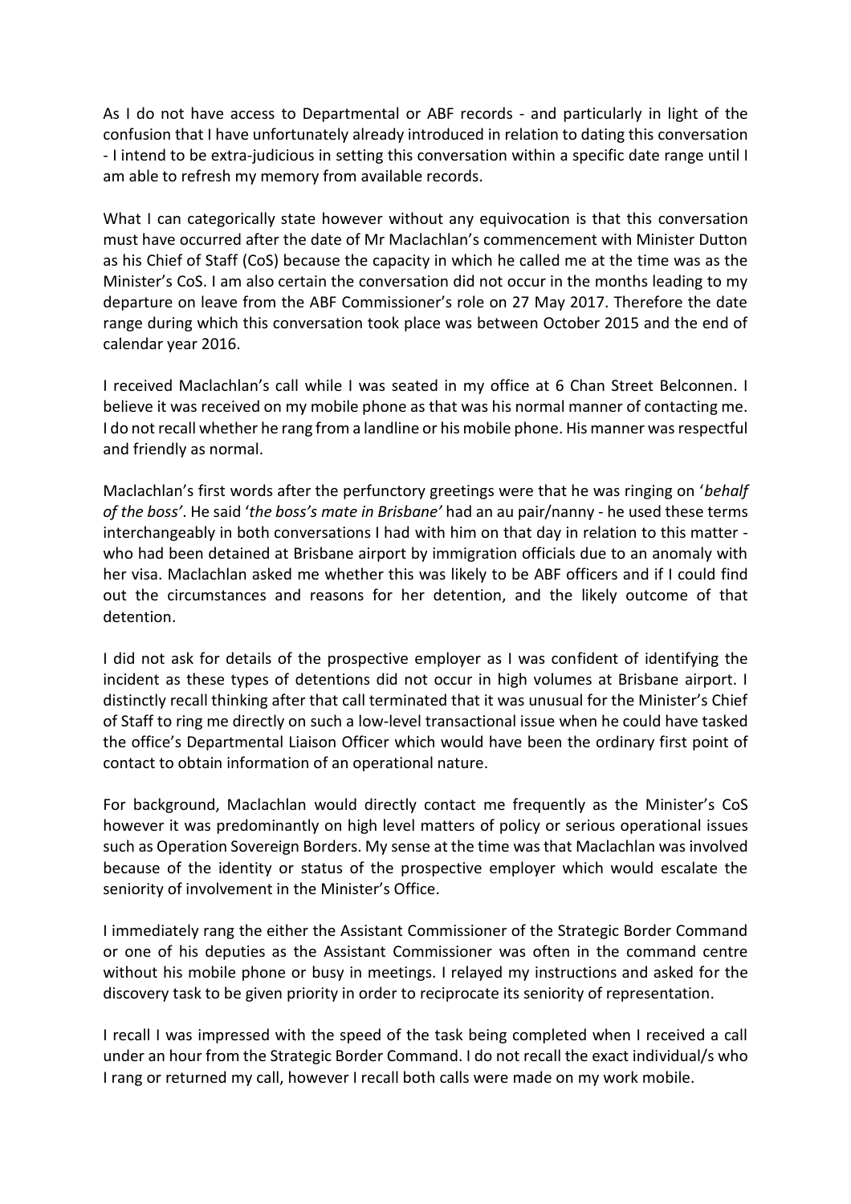As I do not have access to Departmental or ABF records - and particularly in light of the confusion that I have unfortunately already introduced in relation to dating this conversation - I intend to be extra-judicious in setting this conversation within a specific date range until I am able to refresh my memory from available records.

What I can categorically state however without any equivocation is that this conversation must have occurred after the date of Mr Maclachlan's commencement with Minister Dutton as his Chief of Staff (CoS) because the capacity in which he called me at the time was as the Minister's CoS. I am also certain the conversation did not occur in the months leading to my departure on leave from the ABF Commissioner's role on 27 May 2017. Therefore the date range during which this conversation took place was between October 2015 and the end of calendar year 2016.

I received Maclachlan's call while I was seated in my office at 6 Chan Street Belconnen. I believe it was received on my mobile phone as that was his normal manner of contacting me. I do not recall whether he rang from a landline or his mobile phone. His manner was respectful and friendly as normal.

Maclachlan's first words after the perfunctory greetings were that he was ringing on '*behalf of the boss*'. He said '*the boss's mate in Brisbane'* had an au pair/nanny - he used these terms interchangeably in both conversations I had with him on that day in relation to this matter - who had been detained at Brisbane airport by immigration officials due to an anomaly with her visa. Maclachlan asked me whether this was likely to be ABF officers and if I could find out the circumstances and reasons for her detention, and the likely outcome of that detention.

I did not ask for details of the prospective employer as I was confident of identifying the incident as these types of detentions did not occur in high volumes at Brisbane airport. I distinctly recall thinking after that call terminated that it was unusual for the Minister's Chief of Staff to ring me directly on such a low-level transactional issue when he could have tasked the office's Departmental Liaison Officer which would have been the ordinary first point of contact to obtain information of an operational nature.

For background, Maclachlan would directly contact me frequently as the Minister's CoS however it was predominantly on high level matters of policy or serious operational issues such as Operation Sovereign Borders. My sense at the time was that Maclachlan was involved because of the identity or status of the prospective employer which would escalate the seniority of involvement in the Minister's Office.

I immediately rang the either the Assistant Commissioner of the Strategic Border Command or one of his deputies as the Assistant Commissioner was often in the command centre without his mobile phone or busy in meetings. I relayed my instructions and asked for the discovery task to be given priority in order to reciprocate its seniority of representation.

I recall I was impressed with the speed of the task being completed when I received a call under an hour from the Strategic Border Command. I do not recall the exact individual/s who I rang or returned my call, however I recall both calls were made on my work mobile.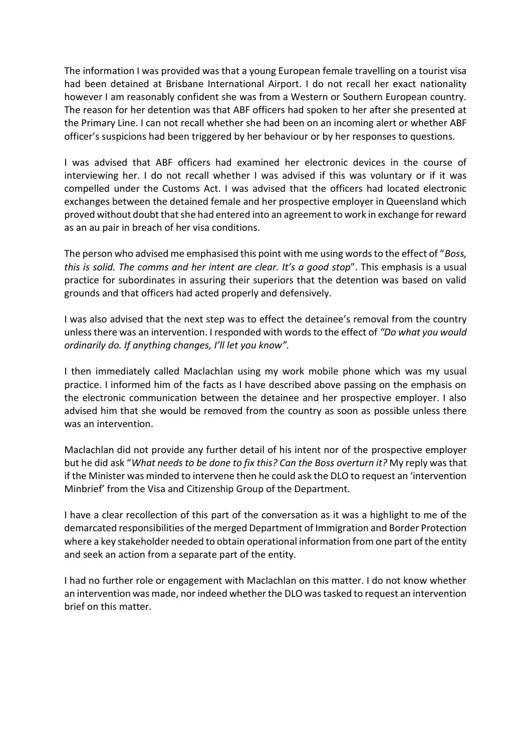The information I was provided was that a young European female travelling on a tourist visa had been detained at Brisbane International Airport. I do not recall her exact nationality however I am reasonably confident she was from a Western or Southern European country. The reason for her detention was that ABF officers had spoken to her after she presented at the Primary Line. I can not recall whether she had been on an incoming alert or whether ABF officer's suspicions had been triggered by her behaviour or by her responses to questions.

I was advised that ABF officers had examined her electronic devices in the course of interviewing her. I do not recall whether I was advised if this was voluntary or if it was compelled under the Customs Act. I was advised that the officers had located electronic exchanges between the detained female and her prospective employer in Queensland which proved without doubt that she had entered into an agreement to work in exchange for reward as an au pair in breach of her visa conditions.

The person who advised me emphasised this point with me using words to the effect of "*Boss, this is solid. The comms and her intent are clear. It's a good stop*". This emphasis is a usual practice for subordinates in assuring their superiors that the detention was based on valid grounds and that officers had acted properly and defensively.

I was also advised that the next step was to effect the detainee's removal from the country unless there was an intervention. I responded with words to the effect of *"Do what you would ordinarily do. If anything changes, I'll let you know".*

I then immediately called Maclachlan using my work mobile phone which was my usual practice. I informed him of the facts as I have described above passing on the emphasis on the electronic communication between the detainee and her prospective employer. I also advised him that she would be removed from the country as soon as possible unless there was an intervention.

Maclachlan did not provide any further detail of his intent nor of the prospective employer but he did ask "*What needs to be done to fix this? Can the Boss overturn it?* My reply was that if the Minister was minded to intervene then he could ask the DLO to request an 'intervention Minbrief' from the Visa and Citizenship Group of the Department.

I have a clear recollection of this part of the conversation as it was a highlight to me of the demarcated responsibilities of the merged Department of Immigration and Border Protection where a key stakeholder needed to obtain operational information from one part of the entity and seek an action from a separate part of the entity.

I had no further role or engagement with Maclachlan on this matter. I do not know whether an intervention was made, nor indeed whether the DLO was tasked to request an intervention brief on this matter.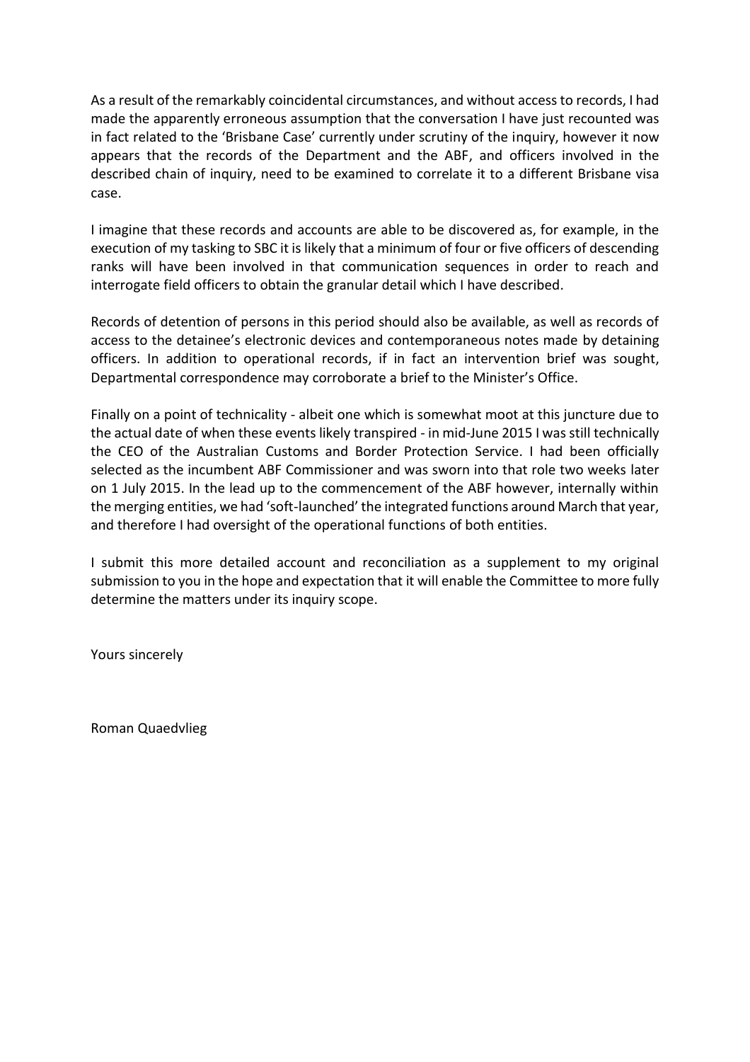As a result of the remarkably coincidental circumstances, and without access to records, I had made the apparently erroneous assumption that the conversation I have just recounted was in fact related to the 'Brisbane Case' currently under scrutiny of the inquiry, however it now appears that the records of the Department and the ABF, and officers involved in the described chain of inquiry, need to be examined to correlate it to a different Brisbane visa case.

I imagine that these records and accounts are able to be discovered as, for example, in the execution of my tasking to SBC it is likely that a minimum of four or five officers of descending ranks will have been involved in that communication sequences in order to reach and interrogate field officers to obtain the granular detail which I have described.

Records of detention of persons in this period should also be available, as well as records of access to the detainee's electronic devices and contemporaneous notes made by detaining officers. In addition to operational records, if in fact an intervention brief was sought, Departmental correspondence may corroborate a brief to the Minister's Office.

Finally on a point of technicality - albeit one which is somewhat moot at this juncture due to the actual date of when these events likely transpired - in mid-June 2015 I was still technically the CEO of the Australian Customs and Border Protection Service. I had been officially selected as the incumbent ABF Commissioner and was sworn into that role two weeks later on 1 July 2015. In the lead up to the commencement of the ABF however, internally within the merging entities, we had 'soft-launched' the integrated functions around March that year, and therefore I had oversight of the operational functions of both entities.

I submit this more detailed account and reconciliation as a supplement to my original submission to you in the hope and expectation that it will enable the Committee to more fully determine the matters under its inquiry scope.

Yours sincerely

Roman Quaedvlieg